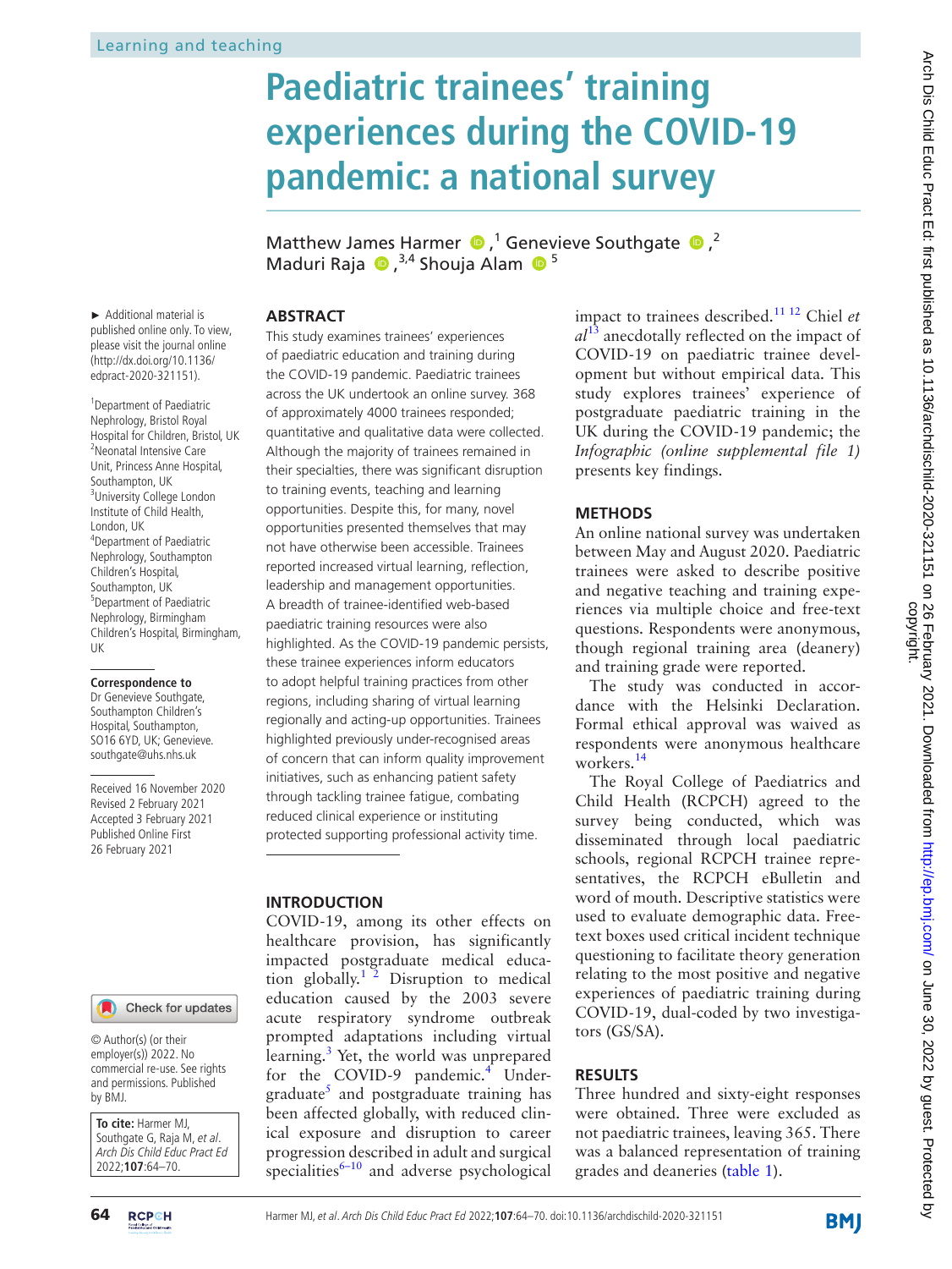# Paediatric trainees' training experiences during the COVID-19 pandemic: a national survey

Matthew James Harmer,[1] Genevieve Southgate,[2] Maduri Raja,[3,4] Shouja Alam[5]

► Additional material is published online only. To view, please visit the journal online (http://dx.doi.org/10.1136/edpract-2020-321151).

[1]Department of Paediatric Nephrology, Bristol Royal Hospital for Children, Bristol, UK
[2]Neonatal Intensive Care Unit, Princess Anne Hospital, Southampton, UK
[3]University College London Institute of Child Health, London, UK
[4]Department of Paediatric Nephrology, Southampton Children's Hospital, Southampton, UK
[5]Department of Paediatric Nephrology, Birmingham Children's Hospital, Birmingham, UK

**Correspondence to**
Dr Genevieve Southgate, Southampton Children's Hospital, Southampton, SO16 6YD, UK; Genevieve.southgate@uhs.nhs.uk

Received 16 November 2020
Revised 2 February 2021
Accepted 3 February 2021
Published Online First 26 February 2021

© Author(s) (or their employer(s)) 2022. No commercial re-use. See rights and permissions. Published by BMJ.

**To cite:** Harmer MJ, Southgate G, Raja M, *et al*. *Arch Dis Child Educ Pract Ed* 2022;**107**:64–70.

## ABSTRACT

This study examines trainees' experiences of paediatric education and training during the COVID-19 pandemic. Paediatric trainees across the UK undertook an online survey. 368 of approximately 4000 trainees responded; quantitative and qualitative data were collected. Although the majority of trainees remained in their specialties, there was significant disruption to training events, teaching and learning opportunities. Despite this, for many, novel opportunities presented themselves that may not have otherwise been accessible. Trainees reported increased virtual learning, reflection, leadership and management opportunities. A breadth of trainee-identified web-based paediatric training resources were also highlighted. As the COVID-19 pandemic persists, these trainee experiences inform educators to adopt helpful training practices from other regions, including sharing of virtual learning regionally and acting-up opportunities. Trainees highlighted previously under-recognised areas of concern that can inform quality improvement initiatives, such as enhancing patient safety through tackling trainee fatigue, combating reduced clinical experience or instituting protected supporting professional activity time.

## INTRODUCTION

COVID-19, among its other effects on healthcare provision, has significantly impacted postgraduate medical education globally.[1 2] Disruption to medical education caused by the 2003 severe acute respiratory syndrome outbreak prompted adaptations including virtual learning.[3] Yet, the world was unprepared for the COVID-9 pandemic.[4] Undergraduate[5] and postgraduate training has been affected globally, with reduced clinical exposure and disruption to career progression described in adult and surgical specialities[6–10] and adverse psychological impact to trainees described.[11 12] Chiel *et al*[13] anecdotally reflected on the impact of COVID-19 on paediatric trainee development but without empirical data. This study explores trainees' experience of postgraduate paediatric training in the UK during the COVID-19 pandemic; the *Infographic (online supplemental file 1)* presents key findings.

## METHODS

An online national survey was undertaken between May and August 2020. Paediatric trainees were asked to describe positive and negative teaching and training experiences via multiple choice and free-text questions. Respondents were anonymous, though regional training area (deanery) and training grade were reported.

The study was conducted in accordance with the Helsinki Declaration. Formal ethical approval was waived as respondents were anonymous healthcare workers.[14]

The Royal College of Paediatrics and Child Health (RCPCH) agreed to the survey being conducted, which was disseminated through local paediatric schools, regional RCPCH trainee representatives, the RCPCH eBulletin and word of mouth. Descriptive statistics were used to evaluate demographic data. Free-text boxes used critical incident technique questioning to facilitate theory generation relating to the most positive and negative experiences of paediatric training during COVID-19, dual-coded by two investigators (GS/SA).

## RESULTS

Three hundred and sixty-eight responses were obtained. Three were excluded as not paediatric trainees, leaving 365. There was a balanced representation of training grades and deaneries (table 1).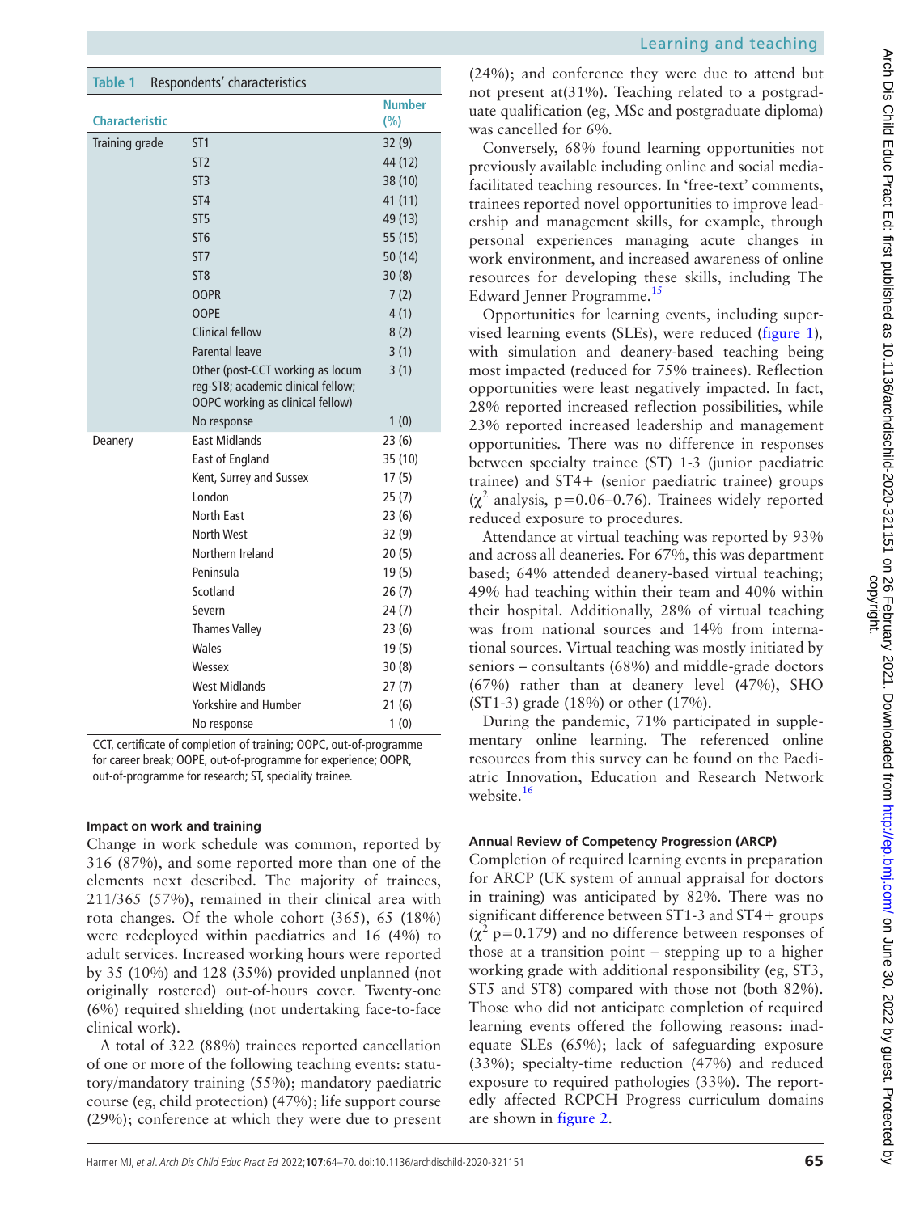**Table 1** Respondents' characteristics

| Characteristic | | Number (%) |
|---|---|---|
| Training grade | ST1 | 32 (9) |
| | ST2 | 44 (12) |
| | ST3 | 38 (10) |
| | ST4 | 41 (11) |
| | ST5 | 49 (13) |
| | ST6 | 55 (15) |
| | ST7 | 50 (14) |
| | ST8 | 30 (8) |
| | OOPR | 7 (2) |
| | OOPE | 4 (1) |
| | Clinical fellow | 8 (2) |
| | Parental leave | 3 (1) |
| | Other (post-CCT working as locum reg-ST8; academic clinical fellow; OOPC working as clinical fellow) | 3 (1) |
| | No response | 1 (0) |
| Deanery | East Midlands | 23 (6) |
| | East of England | 35 (10) |
| | Kent, Surrey and Sussex | 17 (5) |
| | London | 25 (7) |
| | North East | 23 (6) |
| | North West | 32 (9) |
| | Northern Ireland | 20 (5) |
| | Peninsula | 19 (5) |
| | Scotland | 26 (7) |
| | Severn | 24 (7) |
| | Thames Valley | 23 (6) |
| | Wales | 19 (5) |
| | Wessex | 30 (8) |
| | West Midlands | 27 (7) |
| | Yorkshire and Humber | 21 (6) |
| | No response | 1 (0) |

CCT, certificate of completion of training; OOPC, out-of-programme for career break; OOPE, out-of-programme for experience; OOPR, out-of-programme for research; ST, speciality trainee.

#### Impact on work and training

Change in work schedule was common, reported by 316 (87%), and some reported more than one of the elements next described. The majority of trainees, 211/365 (57%), remained in their clinical area with rota changes. Of the whole cohort (365), 65 (18%) were redeployed within paediatrics and 16 (4%) to adult services. Increased working hours were reported by 35 (10%) and 128 (35%) provided unplanned (not originally rostered) out-of-hours cover. Twenty-one (6%) required shielding (not undertaking face-to-face clinical work).

A total of 322 (88%) trainees reported cancellation of one or more of the following teaching events: statutory/mandatory training (55%); mandatory paediatric course (eg, child protection) (47%); life support course (29%); conference at which they were due to present (24%); and conference they were due to attend but not present at(31%). Teaching related to a postgraduate qualification (eg, MSc and postgraduate diploma) was cancelled for 6%.

Conversely, 68% found learning opportunities not previously available including online and social media-facilitated teaching resources. In 'free-text' comments, trainees reported novel opportunities to improve leadership and management skills, for example, through personal experiences managing acute changes in work environment, and increased awareness of online resources for developing these skills, including The Edward Jenner Programme.[15]

Opportunities for learning events, including supervised learning events (SLEs), were reduced (figure 1), with simulation and deanery-based teaching being most impacted (reduced for 75% trainees). Reflection opportunities were least negatively impacted. In fact, 28% reported increased reflection possibilities, while 23% reported increased leadership and management opportunities. There was no difference in responses between specialty trainee (ST) 1-3 (junior paediatric trainee) and ST4+ (senior paediatric trainee) groups ($\chi^2$ analysis, p=0.06–0.76). Trainees widely reported reduced exposure to procedures.

Attendance at virtual teaching was reported by 93% and across all deaneries. For 67%, this was department based; 64% attended deanery-based virtual teaching; 49% had teaching within their team and 40% within their hospital. Additionally, 28% of virtual teaching was from national sources and 14% from international sources. Virtual teaching was mostly initiated by seniors – consultants (68%) and middle-grade doctors (67%) rather than at deanery level (47%), SHO (ST1-3) grade (18%) or other (17%).

During the pandemic, 71% participated in supplementary online learning. The referenced online resources from this survey can be found on the Paediatric Innovation, Education and Research Network website.[16]

#### Annual Review of Competency Progression (ARCP)

Completion of required learning events in preparation for ARCP (UK system of annual appraisal for doctors in training) was anticipated by 82%. There was no significant difference between ST1-3 and ST4+ groups ($\chi^2$ p=0.179) and no difference between responses of those at a transition point – stepping up to a higher working grade with additional responsibility (eg, ST3, ST5 and ST8) compared with those not (both 82%). Those who did not anticipate completion of required learning events offered the following reasons: inadequate SLEs (65%); lack of safeguarding exposure (33%); specialty-time reduction (47%) and reduced exposure to required pathologies (33%). The reportedly affected RCPCH Progress curriculum domains are shown in figure 2.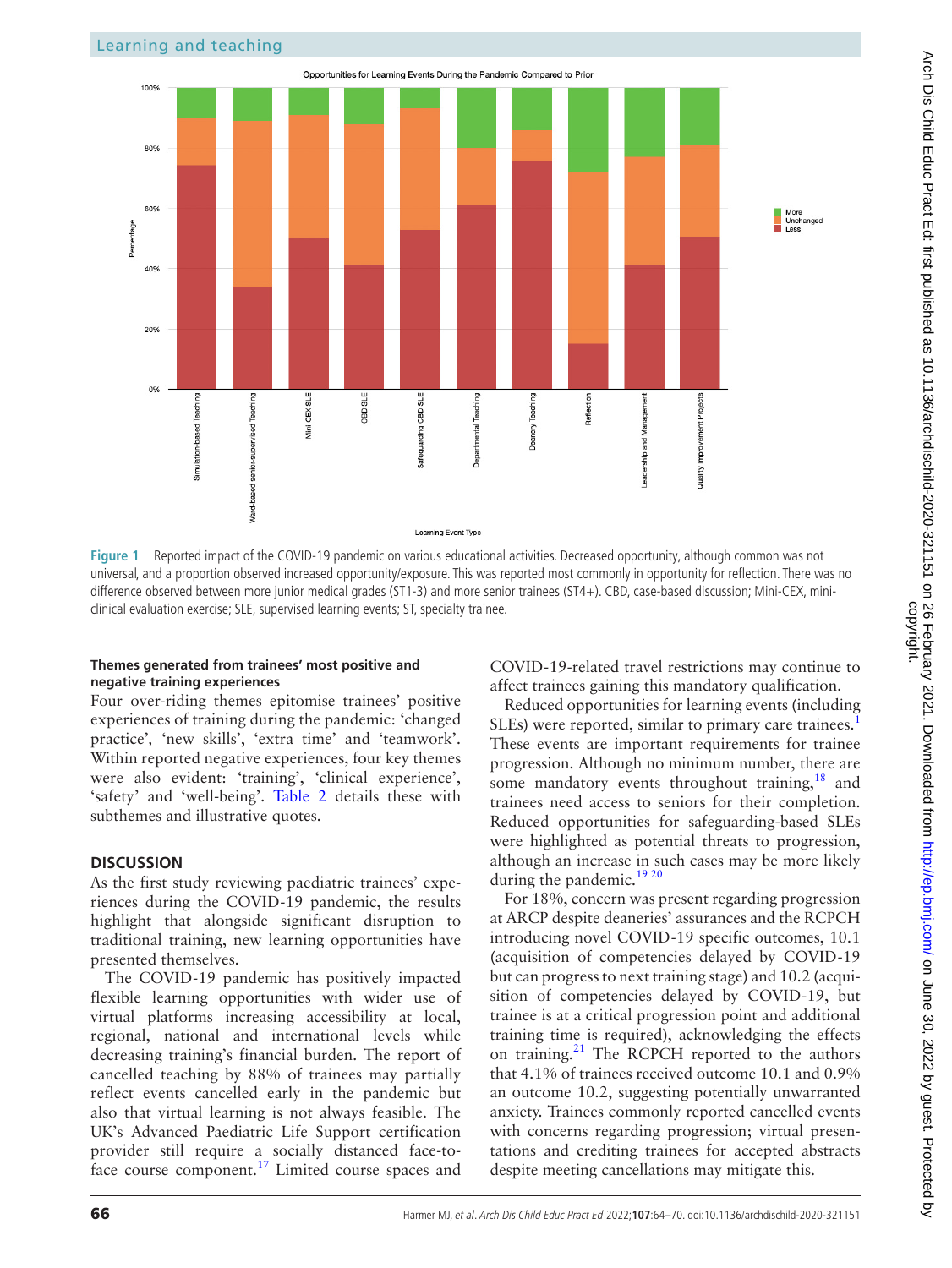Figure 1 Reported impact of the COVID-19 pandemic on various educational activities. Decreased opportunity, although common was not universal, and a proportion observed increased opportunity/exposure. This was reported most commonly in opportunity for reflection. There was no difference observed between more junior medical grades (ST1-3) and more senior trainees (ST4+). CBD, case-based discussion; Mini-CEX, mini-clinical evaluation exercise; SLE, supervised learning events; ST, specialty trainee.

#### Themes generated from trainees' most positive and negative training experiences

Four over-riding themes epitomise trainees' positive experiences of training during the pandemic: 'changed practice', 'new skills', 'extra time' and 'teamwork'. Within reported negative experiences, four key themes were also evident: 'training', 'clinical experience', 'safety' and 'well-being'. Table 2 details these with subthemes and illustrative quotes.

## DISCUSSION

As the first study reviewing paediatric trainees' experiences during the COVID-19 pandemic, the results highlight that alongside significant disruption to traditional training, new learning opportunities have presented themselves.

The COVID-19 pandemic has positively impacted flexible learning opportunities with wider use of virtual platforms increasing accessibility at local, regional, national and international levels while decreasing training's financial burden. The report of cancelled teaching by 88% of trainees may partially reflect events cancelled early in the pandemic but also that virtual learning is not always feasible. The UK's Advanced Paediatric Life Support certification provider still require a socially distanced face-to-face course component.[17] Limited course spaces and COVID-19-related travel restrictions may continue to affect trainees gaining this mandatory qualification.

Reduced opportunities for learning events (including SLEs) were reported, similar to primary care trainees.[1] These events are important requirements for trainee progression. Although no minimum number, there are some mandatory events throughout training,[18] and trainees need access to seniors for their completion. Reduced opportunities for safeguarding-based SLEs were highlighted as potential threats to progression, although an increase in such cases may be more likely during the pandemic.[19,20]

For 18%, concern was present regarding progression at ARCP despite deaneries' assurances and the RCPCH introducing novel COVID-19 specific outcomes, 10.1 (acquisition of competencies delayed by COVID-19 but can progress to next training stage) and 10.2 (acquisition of competencies delayed by COVID-19, but trainee is at a critical progression point and additional training time is required), acknowledging the effects on training.[21] The RCPCH reported to the authors that 4.1% of trainees received outcome 10.1 and 0.9% an outcome 10.2, suggesting potentially unwarranted anxiety. Trainees commonly reported cancelled events with concerns regarding progression; virtual presentations and crediting trainees for accepted abstracts despite meeting cancellations may mitigate this.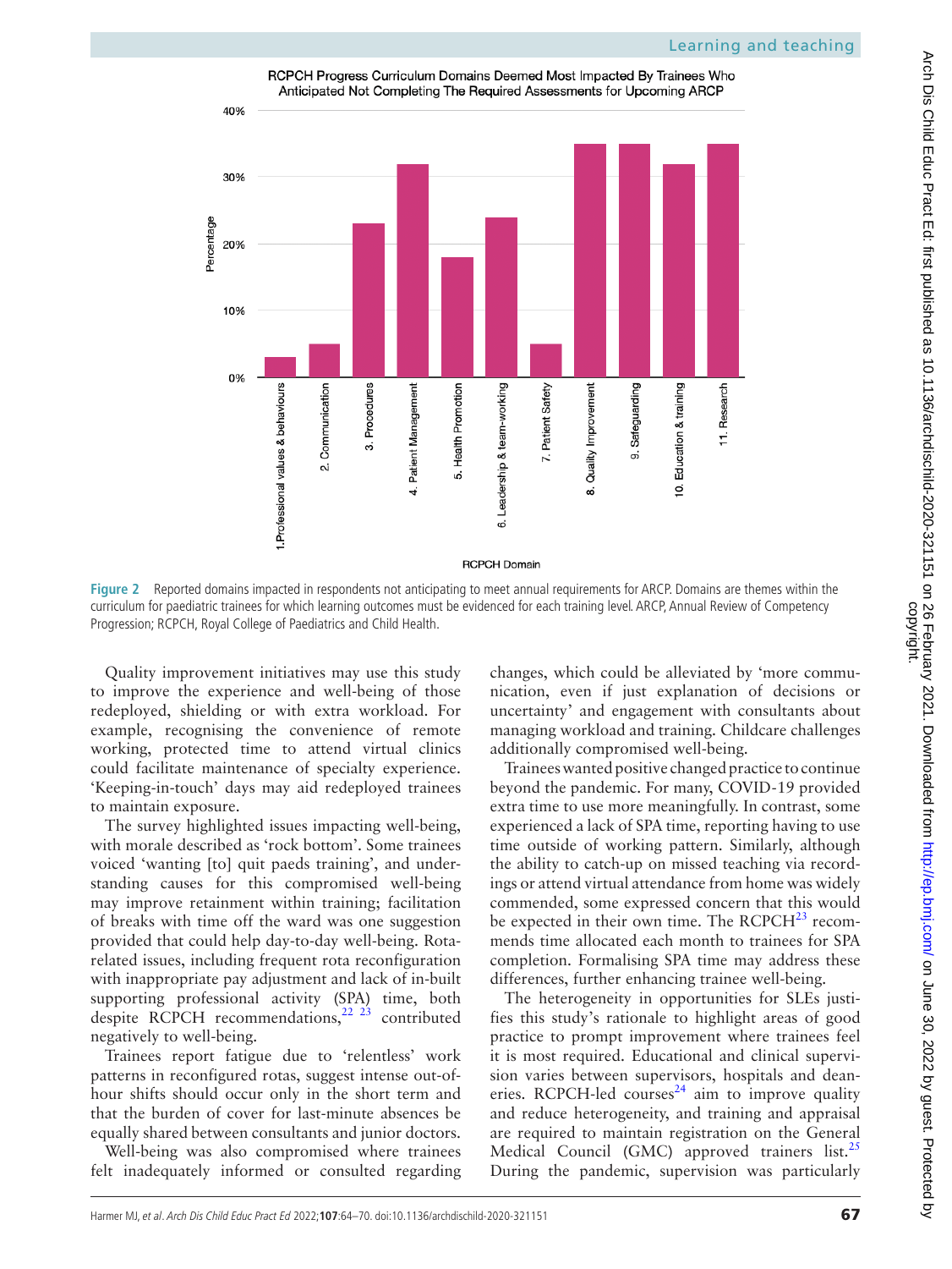**Figure 2** Reported domains impacted in respondents not anticipating to meet annual requirements for ARCP. Domains are themes within the curriculum for paediatric trainees for which learning outcomes must be evidenced for each training level. ARCP, Annual Review of Competency Progression; RCPCH, Royal College of Paediatrics and Child Health.

Quality improvement initiatives may use this study to improve the experience and well-being of those redeployed, shielding or with extra workload. For example, recognising the convenience of remote working, protected time to attend virtual clinics could facilitate maintenance of specialty experience. 'Keeping-in-touch' days may aid redeployed trainees to maintain exposure.

The survey highlighted issues impacting well-being, with morale described as 'rock bottom'. Some trainees voiced 'wanting [to] quit paeds training', and understanding causes for this compromised well-being may improve retainment within training; facilitation of breaks with time off the ward was one suggestion provided that could help day-to-day well-being. Rota-related issues, including frequent rota reconfiguration with inappropriate pay adjustment and lack of in-built supporting professional activity (SPA) time, both despite RCPCH recommendations,[22 23] contributed negatively to well-being.

Trainees report fatigue due to 'relentless' work patterns in reconfigured rotas, suggest intense out-of-hour shifts should occur only in the short term and that the burden of cover for last-minute absences be equally shared between consultants and junior doctors.

Well-being was also compromised where trainees felt inadequately informed or consulted regarding changes, which could be alleviated by 'more communication, even if just explanation of decisions or uncertainty' and engagement with consultants about managing workload and training. Childcare challenges additionally compromised well-being.

Trainees wanted positive changed practice to continue beyond the pandemic. For many, COVID-19 provided extra time to use more meaningfully. In contrast, some experienced a lack of SPA time, reporting having to use time outside of working pattern. Similarly, although the ability to catch-up on missed teaching via recordings or attend virtual attendance from home was widely commended, some expressed concern that this would be expected in their own time. The RCPCH[23] recommends time allocated each month to trainees for SPA completion. Formalising SPA time may address these differences, further enhancing trainee well-being.

The heterogeneity in opportunities for SLEs justifies this study's rationale to highlight areas of good practice to prompt improvement where trainees feel it is most required. Educational and clinical supervision varies between supervisors, hospitals and deaneries. RCPCH-led courses[24] aim to improve quality and reduce heterogeneity, and training and appraisal are required to maintain registration on the General Medical Council (GMC) approved trainers list.[25] During the pandemic, supervision was particularly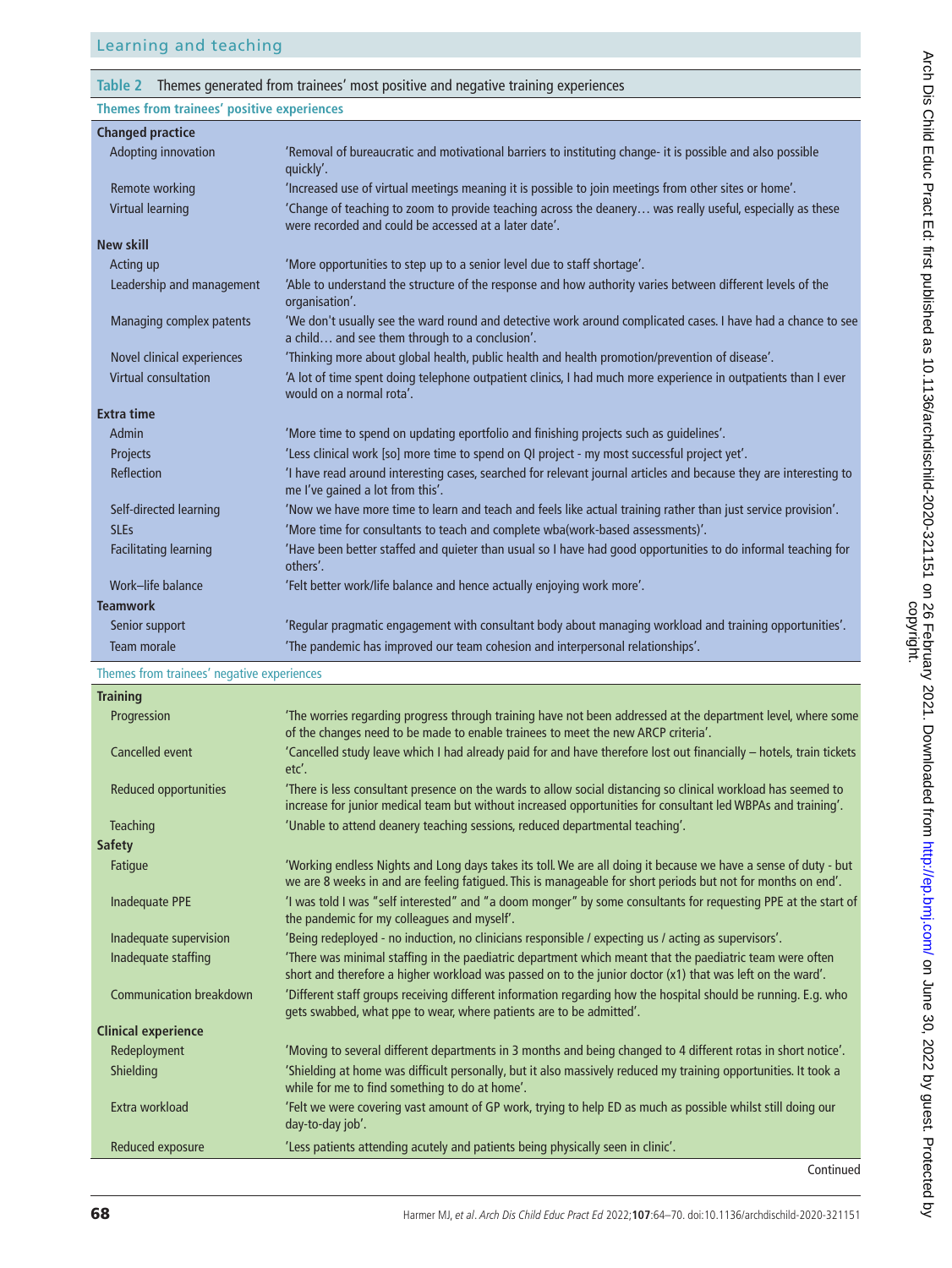**Table 2** Themes generated from trainees' most positive and negative training experiences

| Theme | Quote |
|---|---|
| **Themes from trainees' positive experiences** | |
| **Changed practice** | |
| Adopting innovation | 'Removal of bureaucratic and motivational barriers to instituting change- it is possible and also possible quickly'. |
| Remote working | 'Increased use of virtual meetings meaning it is possible to join meetings from other sites or home'. |
| Virtual learning | 'Change of teaching to zoom to provide teaching across the deanery… was really useful, especially as these were recorded and could be accessed at a later date'. |
| **New skill** | |
| Acting up | 'More opportunities to step up to a senior level due to staff shortage'. |
| Leadership and management | 'Able to understand the structure of the response and how authority varies between different levels of the organisation'. |
| Managing complex patents | 'We don't usually see the ward round and detective work around complicated cases. I have had a chance to see a child… and see them through to a conclusion'. |
| Novel clinical experiences | 'Thinking more about global health, public health and health promotion/prevention of disease'. |
| Virtual consultation | 'A lot of time spent doing telephone outpatient clinics, I had much more experience in outpatients than I ever would on a normal rota'. |
| **Extra time** | |
| Admin | 'More time to spend on updating eportfolio and finishing projects such as guidelines'. |
| Projects | 'Less clinical work [so] more time to spend on QI project - my most successful project yet'. |
| Reflection | 'I have read around interesting cases, searched for relevant journal articles and because they are interesting to me I've gained a lot from this'. |
| Self-directed learning | 'Now we have more time to learn and teach and feels like actual training rather than just service provision'. |
| SLEs | 'More time for consultants to teach and complete wba(work-based assessments)'. |
| Facilitating learning | 'Have been better staffed and quieter than usual so I have had good opportunities to do informal teaching for others'. |
| Work–life balance | 'Felt better work/life balance and hence actually enjoying work more'. |
| **Teamwork** | |
| Senior support | 'Regular pragmatic engagement with consultant body about managing workload and training opportunities'. |
| Team morale | 'The pandemic has improved our team cohesion and interpersonal relationships'. |
| **Themes from trainees' negative experiences** | |
| **Training** | |
| Progression | 'The worries regarding progress through training have not been addressed at the department level, where some of the changes need to be made to enable trainees to meet the new ARCP criteria'. |
| Cancelled event | 'Cancelled study leave which I had already paid for and have therefore lost out financially – hotels, train tickets etc'. |
| Reduced opportunities | 'There is less consultant presence on the wards to allow social distancing so clinical workload has seemed to increase for junior medical team but without increased opportunities for consultant led WBPAs and training'. |
| Teaching | 'Unable to attend deanery teaching sessions, reduced departmental teaching'. |
| **Safety** | |
| Fatigue | 'Working endless Nights and Long days takes its toll. We are all doing it because we have a sense of duty - but we are 8 weeks in and are feeling fatigued. This is manageable for short periods but not for months on end'. |
| Inadequate PPE | 'I was told I was "self interested" and "a doom monger" by some consultants for requesting PPE at the start of the pandemic for my colleagues and myself'. |
| Inadequate supervision | 'Being redeployed - no induction, no clinicians responsible / expecting us / acting as supervisors'. |
| Inadequate staffing | 'There was minimal staffing in the paediatric department which meant that the paediatric team were often short and therefore a higher workload was passed on to the junior doctor (x1) that was left on the ward'. |
| Communication breakdown | 'Different staff groups receiving different information regarding how the hospital should be running. E.g. who gets swabbed, what ppe to wear, where patients are to be admitted'. |
| **Clinical experience** | |
| Redeployment | 'Moving to several different departments in 3 months and being changed to 4 different rotas in short notice'. |
| Shielding | 'Shielding at home was difficult personally, but it also massively reduced my training opportunities. It took a while for me to find something to do at home'. |
| Extra workload | 'Felt we were covering vast amount of GP work, trying to help ED as much as possible whilst still doing our day-to-day job'. |
| Reduced exposure | 'Less patients attending acutely and patients being physically seen in clinic'. |

Continued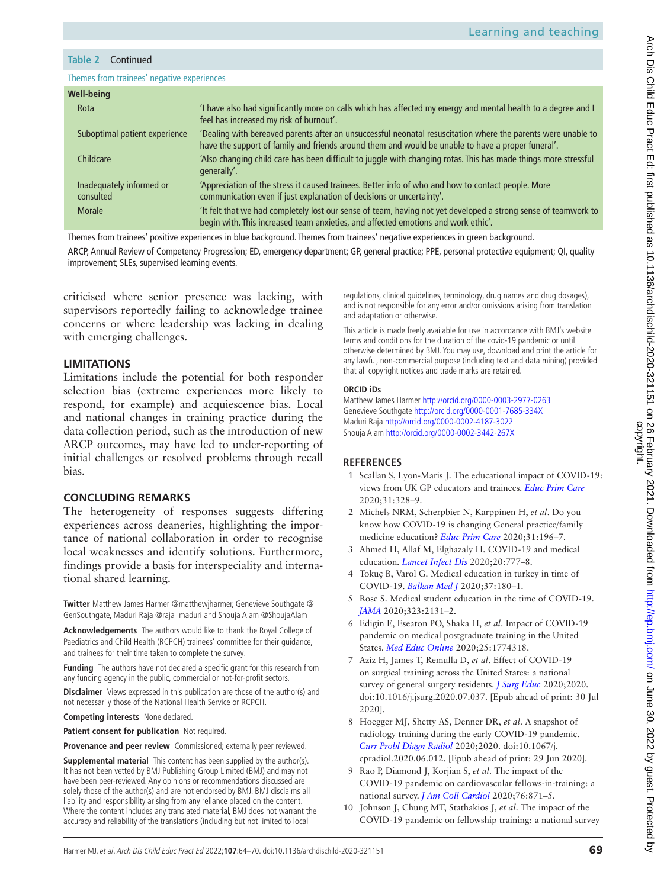**Table 2** Continued

| Themes from trainees' negative experiences | |
|---|---|
| **Well-being** | |
| Rota | 'I have also had significantly more on calls which has affected my energy and mental health to a degree and I feel has increased my risk of burnout'. |
| Suboptimal patient experience | 'Dealing with bereaved parents after an unsuccessful neonatal resuscitation where the parents were unable to have the support of family and friends around them and would be unable to have a proper funeral'. |
| Childcare | 'Also changing child care has been difficult to juggle with changing rotas. This has made things more stressful generally'. |
| Inadequately informed or consulted | 'Appreciation of the stress it caused trainees. Better info of who and how to contact people. More communication even if just explanation of decisions or uncertainty'. |
| Morale | 'It felt that we had completely lost our sense of team, having not yet developed a strong sense of teamwork to begin with. This increased team anxieties, and affected emotions and work ethic'. |

Themes from trainees' positive experiences in blue background. Themes from trainees' negative experiences in green background.

ARCP, Annual Review of Competency Progression; ED, emergency department; GP, general practice; PPE, personal protective equipment; QI, quality improvement; SLEs, supervised learning events.

criticised where senior presence was lacking, with supervisors reportedly failing to acknowledge trainee concerns or where leadership was lacking in dealing with emerging challenges.

## LIMITATIONS

Limitations include the potential for both responder selection bias (extreme experiences more likely to respond, for example) and acquiescence bias. Local and national changes in training practice during the data collection period, such as the introduction of new ARCP outcomes, may have led to under-reporting of initial challenges or resolved problems through recall bias.

## CONCLUDING REMARKS

The heterogeneity of responses suggests differing experiences across deaneries, highlighting the importance of national collaboration in order to recognise local weaknesses and identify solutions. Furthermore, findings provide a basis for interspeciality and international shared learning.

**Twitter** Matthew James Harmer @matthewjharmer, Genevieve Southgate @GenSouthgate, Maduri Raja @raja_maduri and Shouja Alam @ShoujaAlam

**Acknowledgements** The authors would like to thank the Royal College of Paediatrics and Child Health (RCPCH) trainees' committee for their guidance, and trainees for their time taken to complete the survey.

**Funding** The authors have not declared a specific grant for this research from any funding agency in the public, commercial or not-for-profit sectors.

**Disclaimer** Views expressed in this publication are those of the author(s) and not necessarily those of the National Health Service or RCPCH.

**Competing interests** None declared.

**Patient consent for publication** Not required.

**Provenance and peer review** Commissioned; externally peer reviewed.

**Supplemental material** This content has been supplied by the author(s). It has not been vetted by BMJ Publishing Group Limited (BMJ) and may not have been peer-reviewed. Any opinions or recommendations discussed are solely those of the author(s) and are not endorsed by BMJ. BMJ disclaims all liability and responsibility arising from any reliance placed on the content. Where the content includes any translated material, BMJ does not warrant the accuracy and reliability of the translations (including but not limited to local regulations, clinical guidelines, terminology, drug names and drug dosages), and is not responsible for any error and/or omissions arising from translation and adaptation or otherwise.

This article is made freely available for use in accordance with BMJ's website terms and conditions for the duration of the covid-19 pandemic or until otherwise determined by BMJ. You may use, download and print the article for any lawful, non-commercial purpose (including text and data mining) provided that all copyright notices and trade marks are retained.

**ORCID iDs**

Matthew James Harmer http://orcid.org/0000-0003-2977-0263
Genevieve Southgate http://orcid.org/0000-0001-7685-334X
Maduri Raja http://orcid.org/0000-0002-4187-3022
Shouja Alam http://orcid.org/0000-0002-3442-267X

## REFERENCES

1. Scallan S, Lyon-Maris J. The educational impact of COVID-19: views from UK GP educators and trainees. *Educ Prim Care* 2020;31:328–9.
2. Michels NRM, Scherpbier N, Karppinen H, *et al*. Do you know how COVID-19 is changing General practice/family medicine education? *Educ Prim Care* 2020;31:196–7.
3. Ahmed H, Allaf M, Elghazaly H. COVID-19 and medical education. *Lancet Infect Dis* 2020;20:777–8.
4. Tokuç B, Varol G. Medical education in turkey in time of COVID-19. *Balkan Med J* 2020;37:180–1.
5. Rose S. Medical student education in the time of COVID-19. *JAMA* 2020;323:2131–2.
6. Edigin E, Eseaton PO, Shaka H, *et al*. Impact of COVID-19 pandemic on medical postgraduate training in the United States. *Med Educ Online* 2020;25:1774318.
7. Aziz H, James T, Remulla D, *et al*. Effect of COVID-19 on surgical training across the United States: a national survey of general surgery residents. *J Surg Educ* 2020;2020. doi:10.1016/j.jsurg.2020.07.037. [Epub ahead of print: 30 Jul 2020].
8. Hoegger MJ, Shetty AS, Denner DR, *et al*. A snapshot of radiology training during the early COVID-19 pandemic. *Curr Probl Diagn Radiol* 2020;2020. doi:10.1067/j.cpradiol.2020.06.012. [Epub ahead of print: 29 Jun 2020].
9. Rao P, Diamond J, Korjian S, *et al*. The impact of the COVID-19 pandemic on cardiovascular fellows-in-training: a national survey. *J Am Coll Cardiol* 2020;76:871–5.
10. Johnson J, Chung MT, Stathakios J, *et al*. The impact of the COVID-19 pandemic on fellowship training: a national survey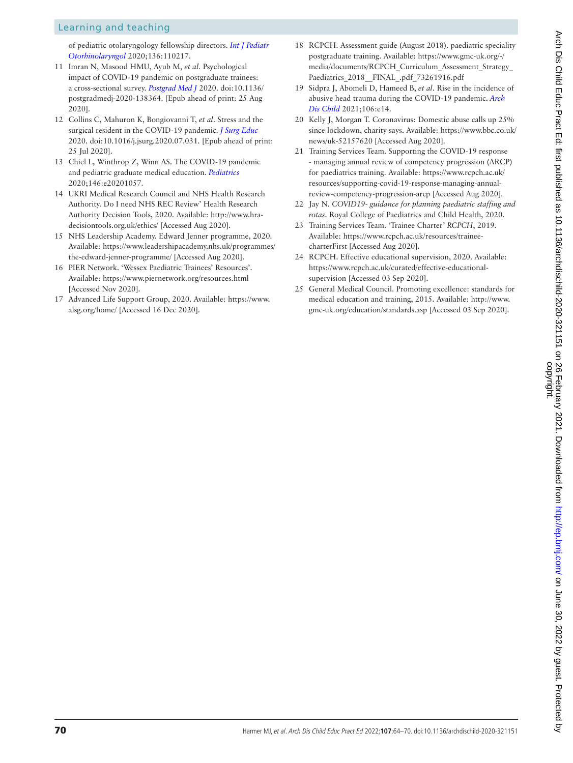of pediatric otolaryngology fellowship directors. *Int J Pediatr Otorhinolaryngol* 2020;136:110217.

11 Imran N, Masood HMU, Ayub M, *et al*. Psychological impact of COVID-19 pandemic on postgraduate trainees: a cross-sectional survey. *Postgrad Med J* 2020. doi:10.1136/postgradmedj-2020-138364. [Epub ahead of print: 25 Aug 2020].

12 Collins C, Mahuron K, Bongiovanni T, *et al*. Stress and the surgical resident in the COVID-19 pandemic. *J Surg Educ* 2020. doi:10.1016/j.jsurg.2020.07.031. [Epub ahead of print: 25 Jul 2020].

13 Chiel L, Winthrop Z, Winn AS. The COVID-19 pandemic and pediatric graduate medical education. *Pediatrics* 2020;146:e20201057.

14 UKRI Medical Research Council and NHS Health Research Authority. Do I need NHS REC Review' Health Research Authority Decision Tools, 2020. Available: http://www.hra-decisiontools.org.uk/ethics/ [Accessed Aug 2020].

15 NHS Leadership Academy. Edward Jenner programme, 2020. Available: https://www.leadershipacademy.nhs.uk/programmes/the-edward-jenner-programme/ [Accessed Aug 2020].

16 PIER Network. 'Wessex Paediatric Trainees' Resources'. Available: https://www.piernetwork.org/resources.html [Accessed Nov 2020].

17 Advanced Life Support Group, 2020. Available: https://www.alsg.org/home/ [Accessed 16 Dec 2020].

18 RCPCH. Assessment guide (August 2018). paediatric speciality postgraduate training. Available: https://www.gmc-uk.org/-/media/documents/RCPCH_Curriculum_Assessment_Strategy_Paediatrics_2018__FINAL_.pdf_73261916.pdf

19 Sidpra J, Abomeli D, Hameed B, *et al*. Rise in the incidence of abusive head trauma during the COVID-19 pandemic. *Arch Dis Child* 2021;106:e14.

20 Kelly J, Morgan T. Coronavirus: Domestic abuse calls up 25% since lockdown, charity says. Available: https://www.bbc.co.uk/news/uk-52157620 [Accessed Aug 2020].

21 Training Services Team. Supporting the COVID-19 response - managing annual review of competency progression (ARCP) for paediatrics training. Available: https://www.rcpch.ac.uk/resources/supporting-covid-19-response-managing-annual-review-competency-progression-arcp [Accessed Aug 2020].

22 Jay N. *COVID19- guidance for planning paediatric staffing and rotas*. Royal College of Paediatrics and Child Health, 2020.

23 Training Services Team. 'Trainee Charter' *RCPCH*, 2019. Available: https://www.rcpch.ac.uk/resources/trainee-charterFirst [Accessed Aug 2020].

24 RCPCH. Effective educational supervision, 2020. Available: https://www.rcpch.ac.uk/curated/effective-educational-supervision [Accessed 03 Sep 2020].

25 General Medical Council. Promoting excellence: standards for medical education and training, 2015. Available: http://www.gmc-uk.org/education/standards.asp [Accessed 03 Sep 2020].